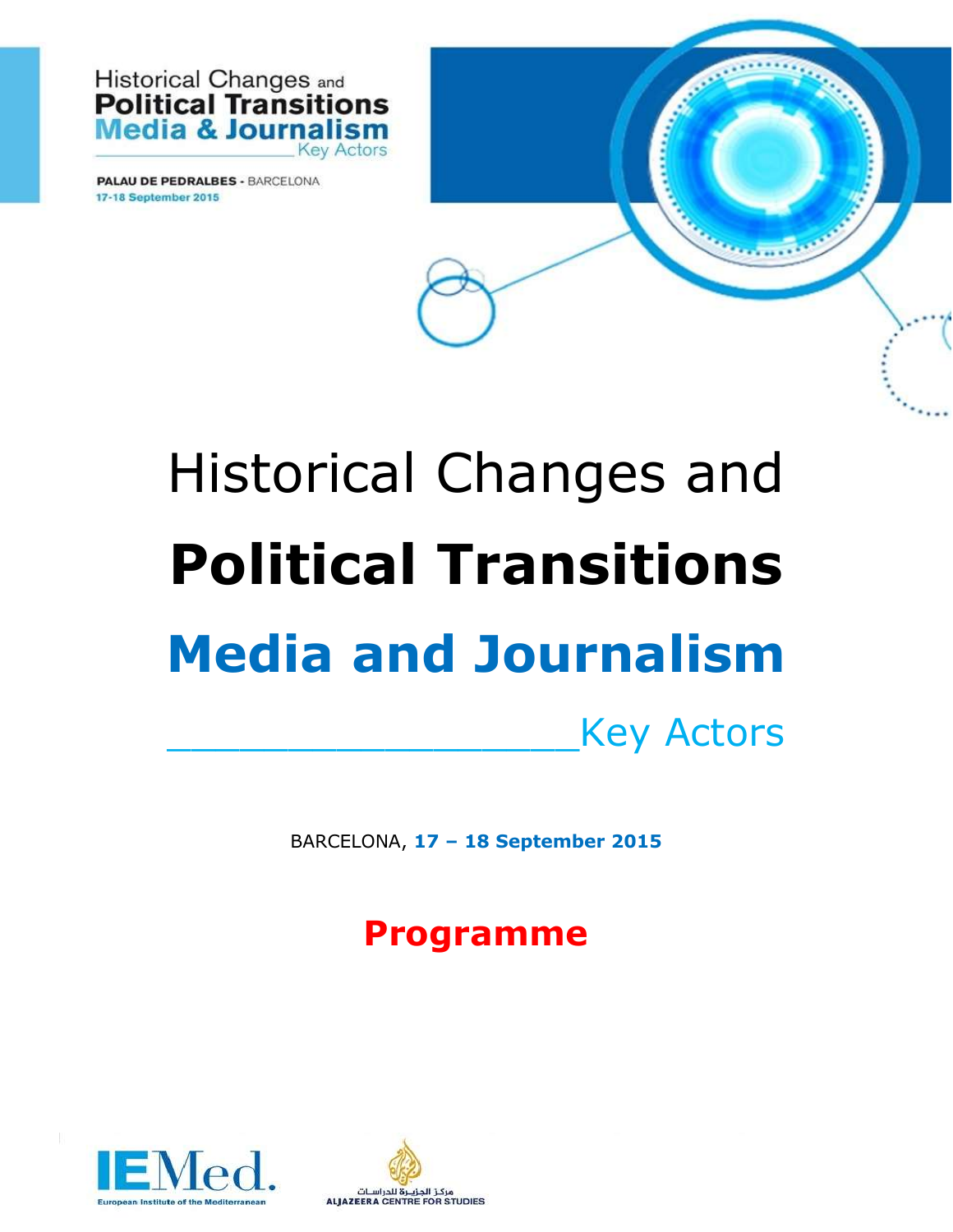Historical Changes and
**Political Transitions**
**Media & Journalism**
Key Actors

**PALAU DE PEDRALBES** - BARCELONA
**17-18 September 2015**

# Historical Changes and **Political Transitions**

# **Media and Journalism**

## ________________Key Actors

BARCELONA, **17 – 18 September 2015**

## **Programme**

IEMed. European Institute of the Mediterranean

مركز الجزيرة للدراسات
ALJAZEERA CENTRE FOR STUDIES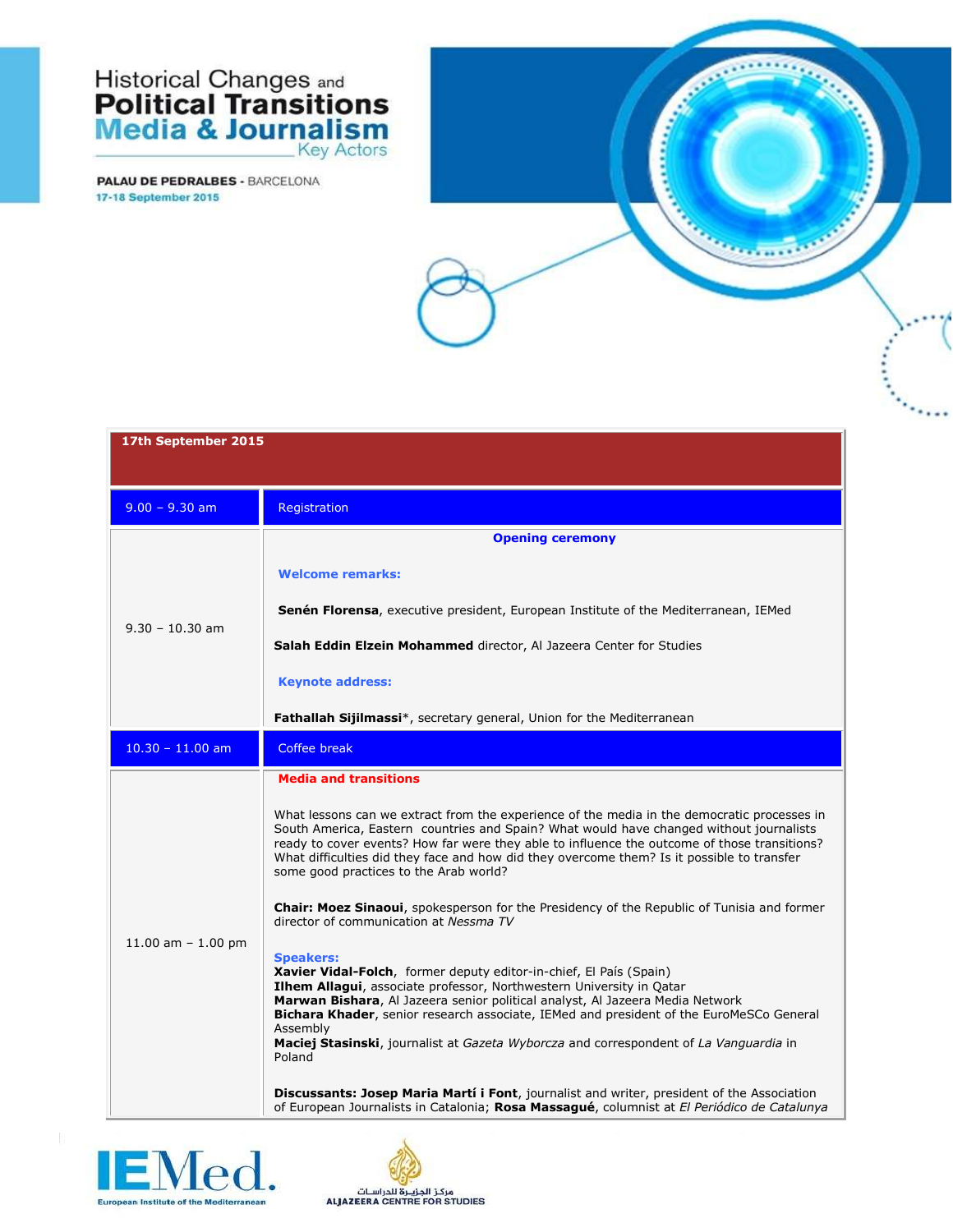Historical Changes and
# Political Transitions
# Media & Journalism
Key Actors

**PALAU DE PEDRALBES** - BARCELONA
17-18 September 2015

| **17th September 2015** | |
|---|---|
| 9.00 – 9.30 am | Registration |
| 9.30 – 10.30 am | **Opening ceremony**<br><br>**Welcome remarks:**<br><br>**Senén Florensa**, executive president, European Institute of the Mediterranean, IEMed<br><br>**Salah Eddin Elzein Mohammed** director, Al Jazeera Center for Studies<br><br>**Keynote address:**<br><br>**Fathallah Sijilmassi***, secretary general, Union for the Mediterranean |
| 10.30 – 11.00 am | Coffee break |
| 11.00 am – 1.00 pm | **Media and transitions**<br><br>What lessons can we extract from the experience of the media in the democratic processes in South America, Eastern countries and Spain? What would have changed without journalists ready to cover events? How far were they able to influence the outcome of those transitions? What difficulties did they face and how did they overcome them? Is it possible to transfer some good practices to the Arab world?<br><br>**Chair: Moez Sinaoui**, spokesperson for the Presidency of the Republic of Tunisia and former director of communication at *Nessma TV*<br><br>**Speakers:**<br>**Xavier Vidal-Folch**, former deputy editor-in-chief, El País (Spain)<br>**Ilhem Allagui**, associate professor, Northwestern University in Qatar<br>**Marwan Bishara**, Al Jazeera senior political analyst, Al Jazeera Media Network<br>**Bichara Khader**, senior research associate, IEMed and president of the EuroMeSCo General Assembly<br>**Maciej Stasinski**, journalist at *Gazeta Wyborcza* and correspondent of *La Vanguardia* in Poland<br><br>**Discussants: Josep Maria Martí i Font**, journalist and writer, president of the Association of European Journalists in Catalonia; **Rosa Massagué**, columnist at *El Periódico de Catalunya* |

IEMed. European Institute of the Mediterranean

مركز الجزيرة للدراسات
ALJAZEERA CENTRE FOR STUDIES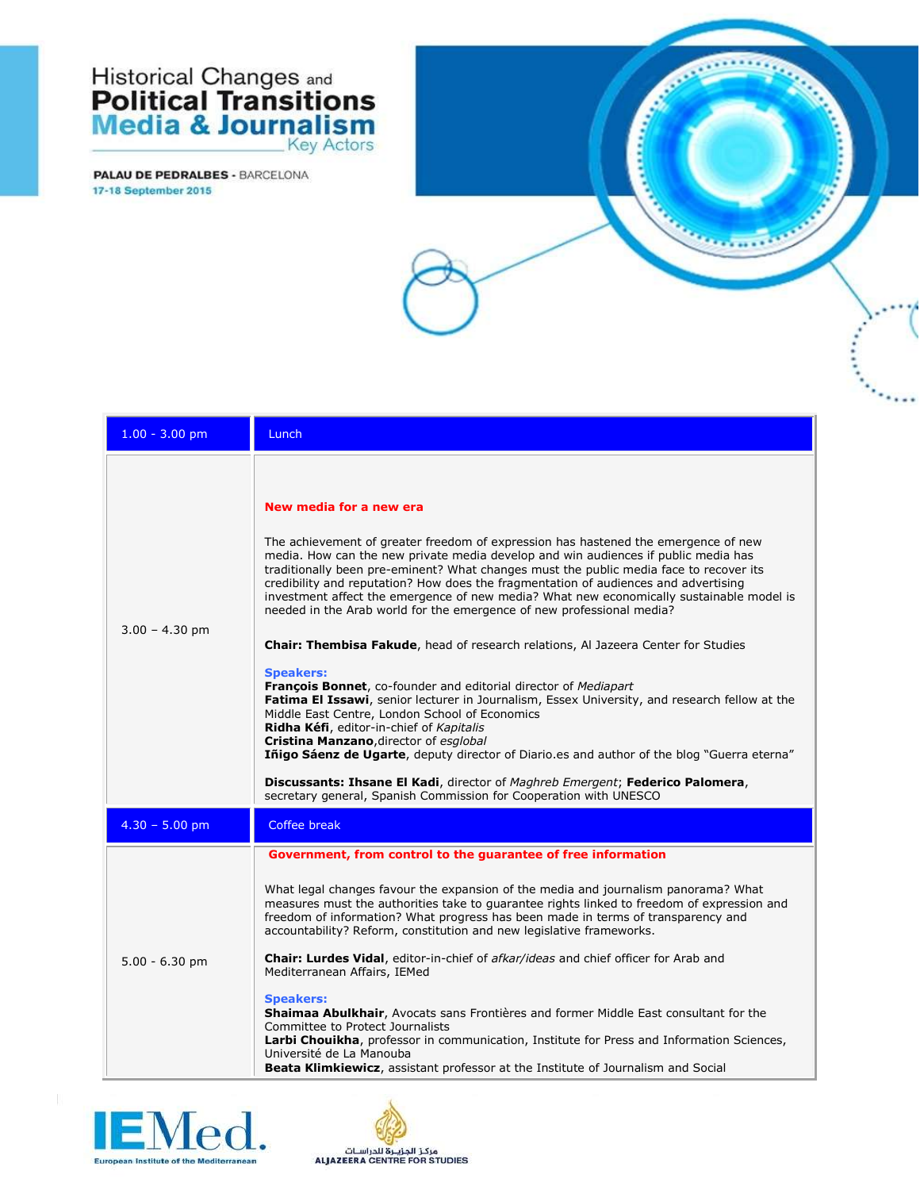Historical Changes and **Political Transitions Media & Journalism** Key Actors

**PALAU DE PEDRALBES** - BARCELONA
17-18 September 2015

| 1.00 - 3.00 pm | Lunch |
| --- | --- |
| 3.00 – 4.30 pm | **New media for a new era**<br><br>The achievement of greater freedom of expression has hastened the emergence of new media. How can the new private media develop and win audiences if public media has traditionally been pre-eminent? What changes must the public media face to recover its credibility and reputation? How does the fragmentation of audiences and advertising investment affect the emergence of new media? What new economically sustainable model is needed in the Arab world for the emergence of new professional media?<br><br>**Chair: Thembisa Fakude**, head of research relations, Al Jazeera Center for Studies<br><br>**Speakers:**<br>**François Bonnet**, co-founder and editorial director of *Mediapart*<br>**Fatima El Issawi**, senior lecturer in Journalism, Essex University, and research fellow at the Middle East Centre, London School of Economics<br>**Ridha Kéfi**, editor-in-chief of *Kapitalis*<br>**Cristina Manzano**,director of *esglobal*<br>**Iñigo Sáenz de Ugarte**, deputy director of Diario.es and author of the blog "Guerra eterna"<br><br>**Discussants: Ihsane El Kadi**, director of *Maghreb Emergent*; **Federico Palomera**, secretary general, Spanish Commission for Cooperation with UNESCO |
| 4.30 – 5.00 pm | Coffee break |
| 5.00 - 6.30 pm | **Government, from control to the guarantee of free information**<br><br>What legal changes favour the expansion of the media and journalism panorama? What measures must the authorities take to guarantee rights linked to freedom of expression and freedom of information? What progress has been made in terms of transparency and accountability? Reform, constitution and new legislative frameworks.<br><br>**Chair: Lurdes Vidal**, editor-in-chief of *afkar/ideas* and chief officer for Arab and Mediterranean Affairs, IEMed<br><br>**Speakers:**<br>**Shaimaa Abulkhair**, Avocats sans Frontières and former Middle East consultant for the Committee to Protect Journalists<br>**Larbi Chouikha**, professor in communication, Institute for Press and Information Sciences, Université de La Manouba<br>**Beata Klimkiewicz**, assistant professor at the Institute of Journalism and Social |

IEMed. European Institute of the Mediterranean

مركز الجزيرة للدراسات
ALJAZEERA CENTRE FOR STUDIES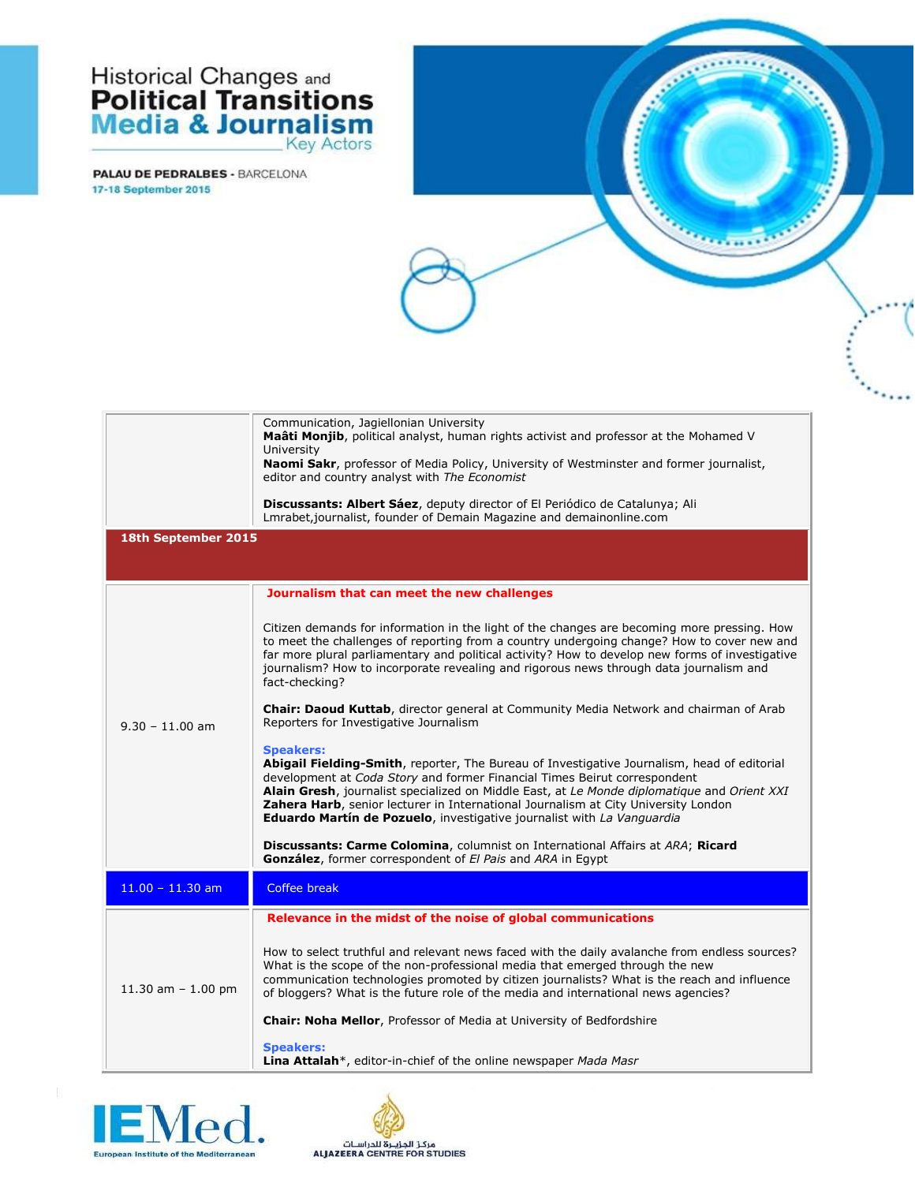# Historical Changes and Political Transitions Media & Journalism

Key Actors

**PALAU DE PEDRALBES** - BARCELONA
17-18 September 2015

| | |
|---|---|
| | Communication, Jagiellonian University<br>**Maâti Monjib**, political analyst, human rights activist and professor at the Mohamed V University<br>**Naomi Sakr**, professor of Media Policy, University of Westminster and former journalist, editor and country analyst with *The Economist*<br><br>**Discussants: Albert Sáez**, deputy director of El Periódico de Catalunya; Ali Lmrabet,journalist, founder of Demain Magazine and demainonline.com |
| **18th September 2015** | |
| 9.30 – 11.00 am | **Journalism that can meet the new challenges**<br><br>Citizen demands for information in the light of the changes are becoming more pressing. How to meet the challenges of reporting from a country undergoing change? How to cover new and far more plural parliamentary and political activity? How to develop new forms of investigative journalism? How to incorporate revealing and rigorous news through data journalism and fact-checking?<br><br>**Chair: Daoud Kuttab**, director general at Community Media Network and chairman of Arab Reporters for Investigative Journalism<br><br>**Speakers:**<br>**Abigail Fielding-Smith**, reporter, The Bureau of Investigative Journalism, head of editorial development at *Coda Story* and former Financial Times Beirut correspondent<br>**Alain Gresh**, journalist specialized on Middle East, at *Le Monde diplomatique* and *Orient XXI*<br>**Zahera Harb**, senior lecturer in International Journalism at City University London<br>**Eduardo Martín de Pozuelo**, investigative journalist with *La Vanguardia*<br><br>**Discussants: Carme Colomina**, columnist on International Affairs at *ARA*; **Ricard González**, former correspondent of *El Pais* and *ARA* in Egypt |
| 11.00 – 11.30 am | Coffee break |
| 11.30 am – 1.00 pm | **Relevance in the midst of the noise of global communications**<br><br>How to select truthful and relevant news faced with the daily avalanche from endless sources? What is the scope of the non-professional media that emerged through the new communication technologies promoted by citizen journalists? What is the reach and influence of bloggers? What is the future role of the media and international news agencies?<br><br>**Chair: Noha Mellor**, Professor of Media at University of Bedfordshire<br><br>**Speakers:**<br>**Lina Attalah***, editor-in-chief of the online newspaper *Mada Masr* |

IEMed. European Institute of the Mediterranean

مركز الجزيرة للدراسات
ALJAZEERA CENTRE FOR STUDIES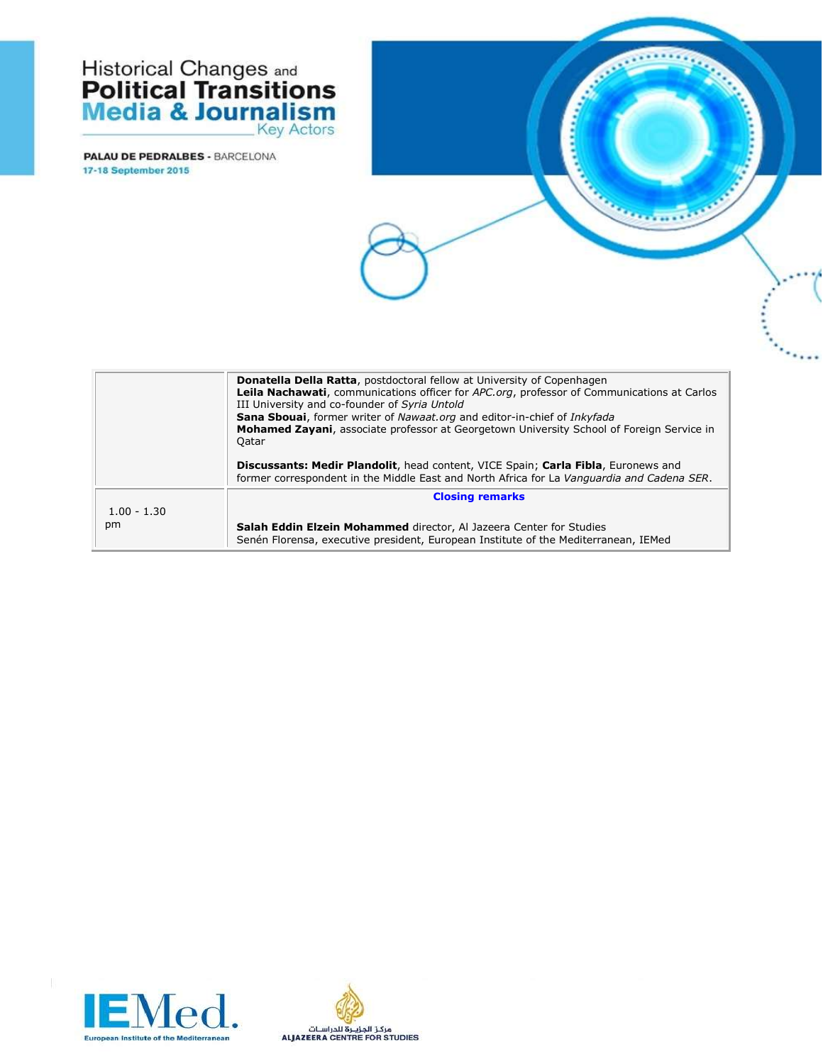Historical Changes and
**Political Transitions**
**Media & Journalism**
Key Actors

**PALAU DE PEDRALBES** - BARCELONA
**17-18 September 2015**

| | |
|---|---|
| | **Donatella Della Ratta**, postdoctoral fellow at University of Copenhagen<br>**Leila Nachawati**, communications officer for *APC.org*, professor of Communications at Carlos III University and co-founder of *Syria Untold*<br>**Sana Sbouai**, former writer of *Nawaat.org* and editor-in-chief of *Inkyfada*<br>**Mohamed Zayani**, associate professor at Georgetown University School of Foreign Service in Qatar<br><br>**Discussants: Medir Plandolit**, head content, VICE Spain; **Carla Fibla**, Euronews and former correspondent in the Middle East and North Africa for La *Vanguardia and Cadena SER*. |
| 1.00 - 1.30 pm | **Closing remarks**<br><br>**Salah Eddin Elzein Mohammed** director, Al Jazeera Center for Studies<br>Senén Florensa, executive president, European Institute of the Mediterranean, IEMed |

IEMed. European Institute of the Mediterranean

مركز الجزيرة للدراسات
ALJAZEERA CENTRE FOR STUDIES